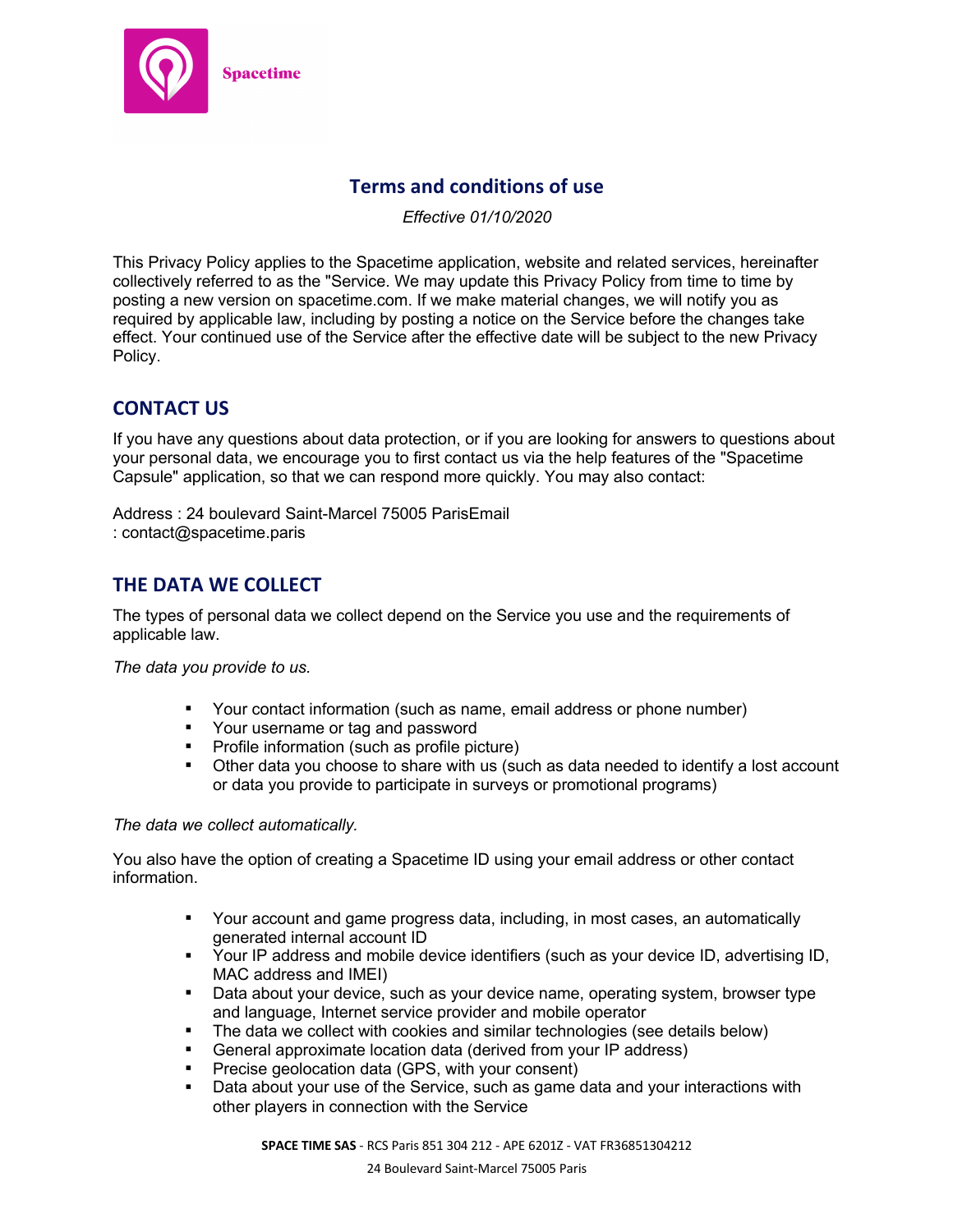Spacetime

# Terms and conditions of use

*Effective 01/10/2020*

This Privacy Policy applies to the Spacetime application, website and related services, hereinafter collectively referred to as the "Service. We may update this Privacy Policy from time to time by posting a new version on spacetime.com. If we make material changes, we will notify you as required by applicable law, including by posting a notice on the Service before the changes take effect. Your continued use of the Service after the effective date will be subject to the new Privacy Policy.

## CONTACT US

If you have any questions about data protection, or if you are looking for answers to questions about your personal data, we encourage you to first contact us via the help features of the "Spacetime Capsule" application, so that we can respond more quickly. You may also contact:

Address : 24 boulevard Saint-Marcel 75005 ParisEmail
: contact@spacetime.paris

## THE DATA WE COLLECT

The types of personal data we collect depend on the Service you use and the requirements of applicable law.

*The data you provide to us.*

- Your contact information (such as name, email address or phone number)
- Your username or tag and password
- Profile information (such as profile picture)
- Other data you choose to share with us (such as data needed to identify a lost account or data you provide to participate in surveys or promotional programs)

*The data we collect automatically.*

You also have the option of creating a Spacetime ID using your email address or other contact information.

- Your account and game progress data, including, in most cases, an automatically generated internal account ID
- Your IP address and mobile device identifiers (such as your device ID, advertising ID, MAC address and IMEI)
- Data about your device, such as your device name, operating system, browser type and language, Internet service provider and mobile operator
- The data we collect with cookies and similar technologies (see details below)
- General approximate location data (derived from your IP address)
- Precise geolocation data (GPS, with your consent)
- Data about your use of the Service, such as game data and your interactions with other players in connection with the Service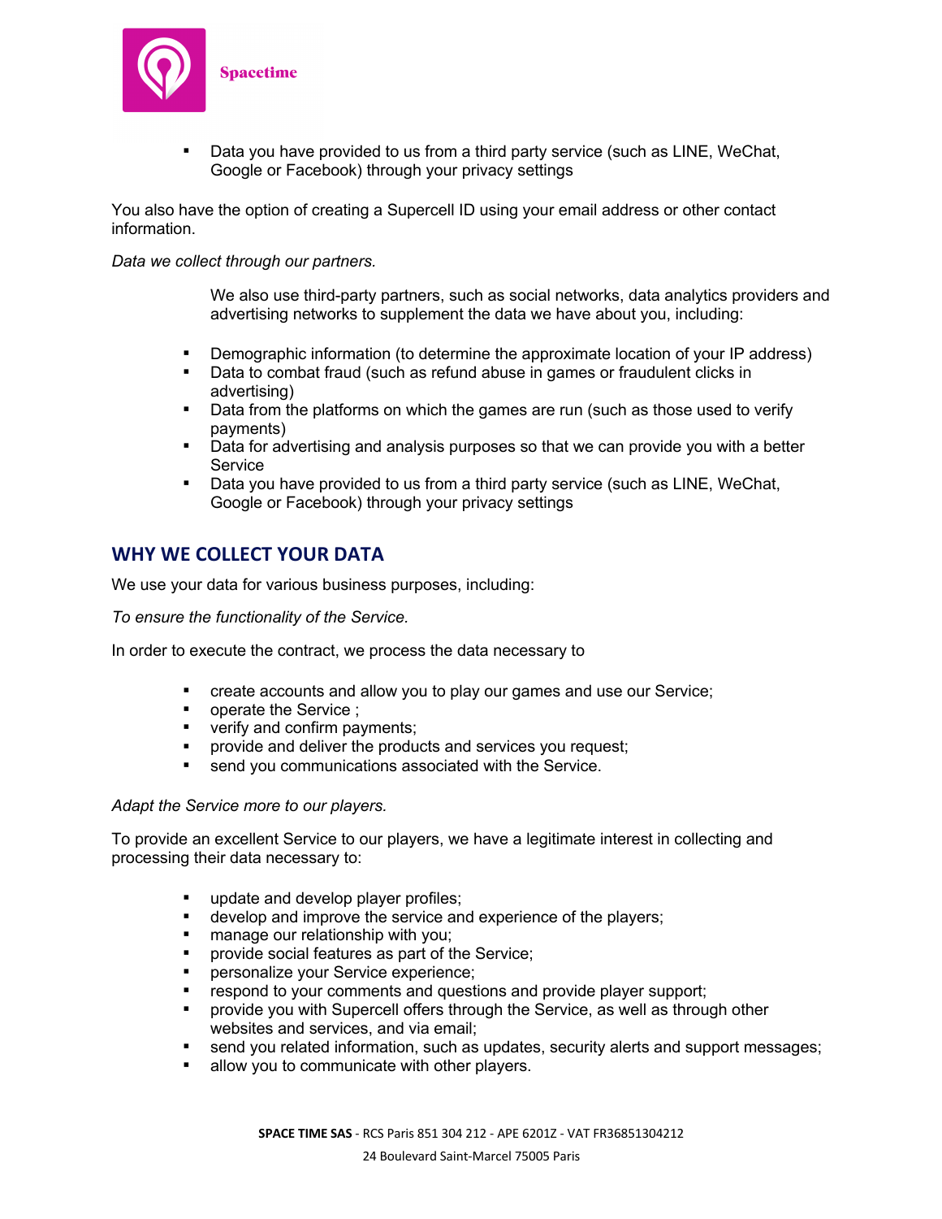- Data you have provided to us from a third party service (such as LINE, WeChat, Google or Facebook) through your privacy settings

You also have the option of creating a Supercell ID using your email address or other contact information.

*Data we collect through our partners.*

We also use third-party partners, such as social networks, data analytics providers and advertising networks to supplement the data we have about you, including:

- Demographic information (to determine the approximate location of your IP address)
- Data to combat fraud (such as refund abuse in games or fraudulent clicks in advertising)
- Data from the platforms on which the games are run (such as those used to verify payments)
- Data for advertising and analysis purposes so that we can provide you with a better Service
- Data you have provided to us from a third party service (such as LINE, WeChat, Google or Facebook) through your privacy settings

## WHY WE COLLECT YOUR DATA

We use your data for various business purposes, including:

*To ensure the functionality of the Service.*

In order to execute the contract, we process the data necessary to

- create accounts and allow you to play our games and use our Service;
- operate the Service ;
- verify and confirm payments;
- provide and deliver the products and services you request;
- send you communications associated with the Service.

*Adapt the Service more to our players.*

To provide an excellent Service to our players, we have a legitimate interest in collecting and processing their data necessary to:

- update and develop player profiles;
- develop and improve the service and experience of the players;
- manage our relationship with you;
- provide social features as part of the Service;
- personalize your Service experience;
- respond to your comments and questions and provide player support;
- provide you with Supercell offers through the Service, as well as through other websites and services, and via email;
- send you related information, such as updates, security alerts and support messages;
- allow you to communicate with other players.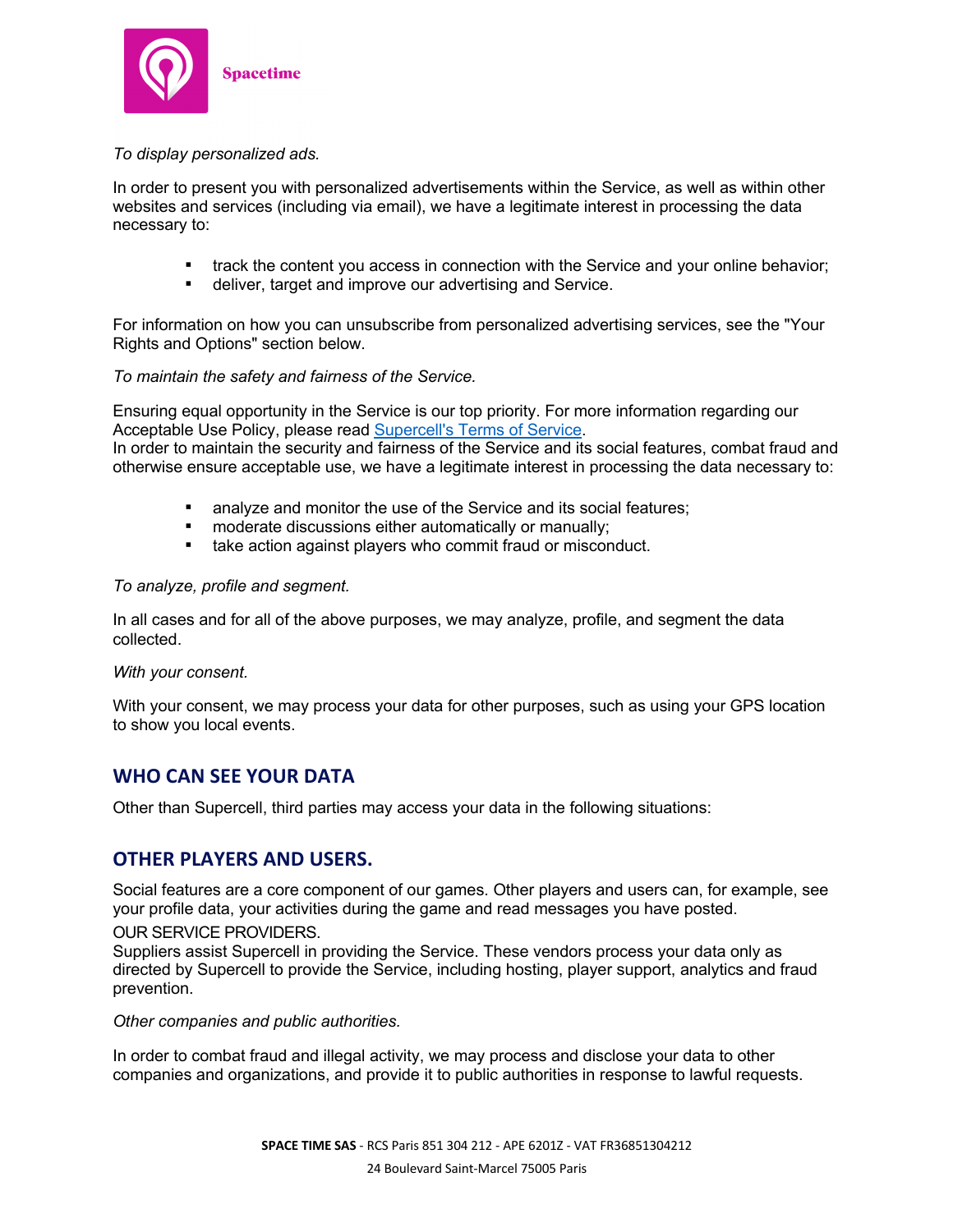*To display personalized ads.*

In order to present you with personalized advertisements within the Service, as well as within other websites and services (including via email), we have a legitimate interest in processing the data necessary to:

- track the content you access in connection with the Service and your online behavior;
- deliver, target and improve our advertising and Service.

For information on how you can unsubscribe from personalized advertising services, see the "Your Rights and Options" section below.

*To maintain the safety and fairness of the Service.*

Ensuring equal opportunity in the Service is our top priority. For more information regarding our Acceptable Use Policy, please read [Supercell's Terms of Service](#).
In order to maintain the security and fairness of the Service and its social features, combat fraud and otherwise ensure acceptable use, we have a legitimate interest in processing the data necessary to:

- analyze and monitor the use of the Service and its social features;
- moderate discussions either automatically or manually;
- take action against players who commit fraud or misconduct.

*To analyze, profile and segment.*

In all cases and for all of the above purposes, we may analyze, profile, and segment the data collected.

*With your consent.*

With your consent, we may process your data for other purposes, such as using your GPS location to show you local events.

## WHO CAN SEE YOUR DATA

Other than Supercell, third parties may access your data in the following situations:

## OTHER PLAYERS AND USERS.

Social features are a core component of our games. Other players and users can, for example, see your profile data, your activities during the game and read messages you have posted.

OUR SERVICE PROVIDERS.
Suppliers assist Supercell in providing the Service. These vendors process your data only as directed by Supercell to provide the Service, including hosting, player support, analytics and fraud prevention.

*Other companies and public authorities.*

In order to combat fraud and illegal activity, we may process and disclose your data to other companies and organizations, and provide it to public authorities in response to lawful requests.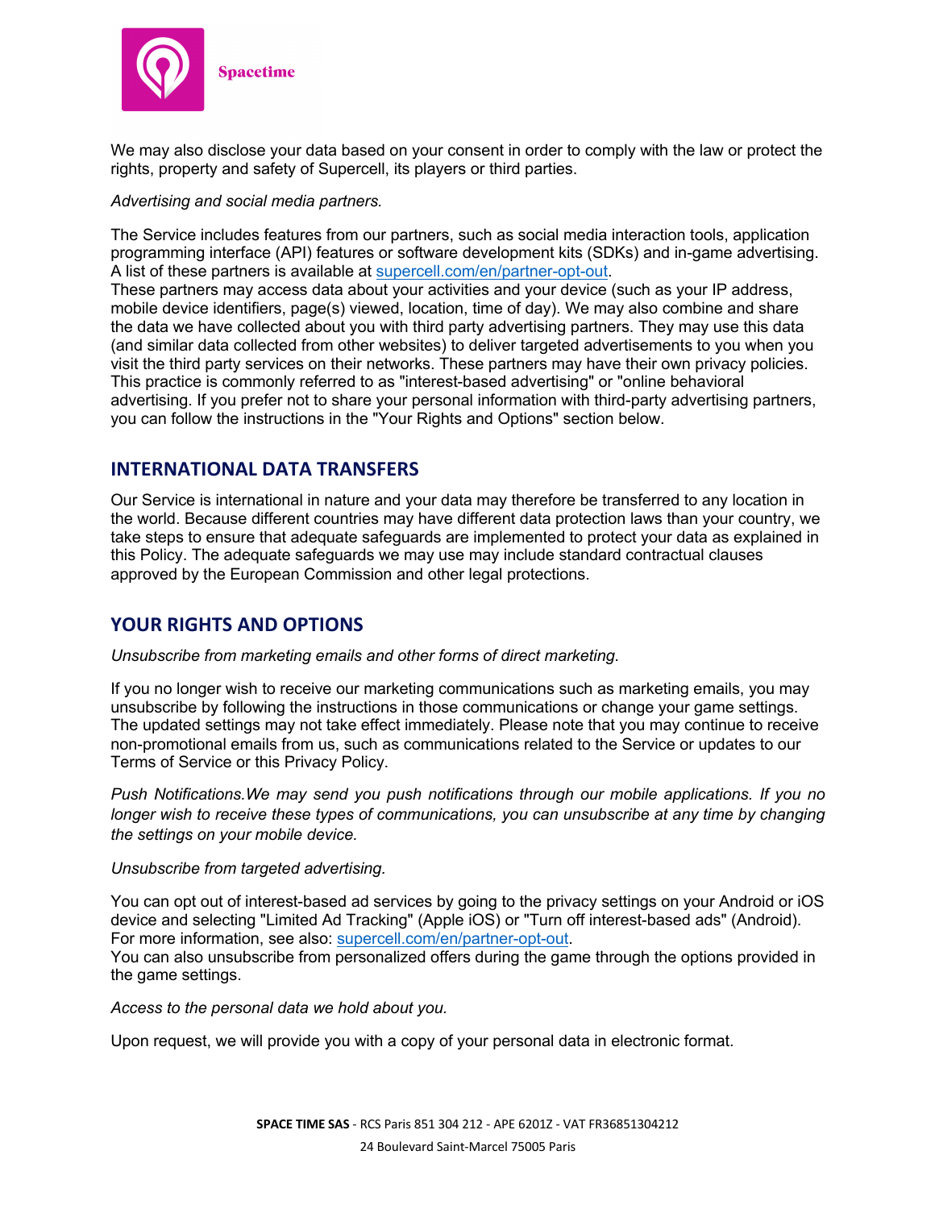We may also disclose your data based on your consent in order to comply with the law or protect the rights, property and safety of Supercell, its players or third parties.

*Advertising and social media partners.*

The Service includes features from our partners, such as social media interaction tools, application programming interface (API) features or software development kits (SDKs) and in-game advertising. A list of these partners is available at [supercell.com/en/partner-opt-out](supercell.com/en/partner-opt-out).
These partners may access data about your activities and your device (such as your IP address, mobile device identifiers, page(s) viewed, location, time of day). We may also combine and share the data we have collected about you with third party advertising partners. They may use this data (and similar data collected from other websites) to deliver targeted advertisements to you when you visit the third party services on their networks. These partners may have their own privacy policies. This practice is commonly referred to as "interest-based advertising" or "online behavioral advertising. If you prefer not to share your personal information with third-party advertising partners, you can follow the instructions in the "Your Rights and Options" section below.

## INTERNATIONAL DATA TRANSFERS

Our Service is international in nature and your data may therefore be transferred to any location in the world. Because different countries may have different data protection laws than your country, we take steps to ensure that adequate safeguards are implemented to protect your data as explained in this Policy. The adequate safeguards we may use may include standard contractual clauses approved by the European Commission and other legal protections.

## YOUR RIGHTS AND OPTIONS

*Unsubscribe from marketing emails and other forms of direct marketing.*

If you no longer wish to receive our marketing communications such as marketing emails, you may unsubscribe by following the instructions in those communications or change your game settings. The updated settings may not take effect immediately. Please note that you may continue to receive non-promotional emails from us, such as communications related to the Service or updates to our Terms of Service or this Privacy Policy.

*Push Notifications.We may send you push notifications through our mobile applications. If you no longer wish to receive these types of communications, you can unsubscribe at any time by changing the settings on your mobile device.*

*Unsubscribe from targeted advertising.*

You can opt out of interest-based ad services by going to the privacy settings on your Android or iOS device and selecting "Limited Ad Tracking" (Apple iOS) or "Turn off interest-based ads" (Android). For more information, see also: [supercell.com/en/partner-opt-out](supercell.com/en/partner-opt-out).
You can also unsubscribe from personalized offers during the game through the options provided in the game settings.

*Access to the personal data we hold about you.*

Upon request, we will provide you with a copy of your personal data in electronic format.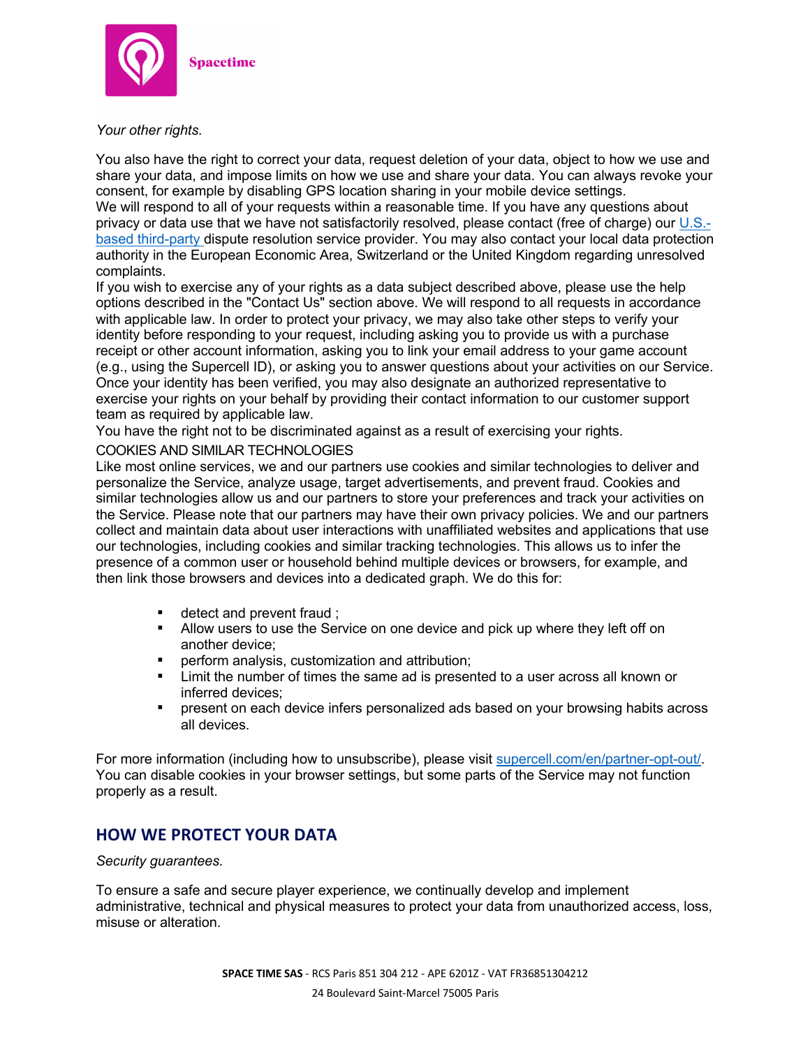*Your other rights.*

You also have the right to correct your data, request deletion of your data, object to how we use and share your data, and impose limits on how we use and share your data. You can always revoke your consent, for example by disabling GPS location sharing in your mobile device settings.
We will respond to all of your requests within a reasonable time. If you have any questions about privacy or data use that we have not satisfactorily resolved, please contact (free of charge) our U.S.-based third-party dispute resolution service provider. You may also contact your local data protection authority in the European Economic Area, Switzerland or the United Kingdom regarding unresolved complaints.
If you wish to exercise any of your rights as a data subject described above, please use the help options described in the "Contact Us" section above. We will respond to all requests in accordance with applicable law. In order to protect your privacy, we may also take other steps to verify your identity before responding to your request, including asking you to provide us with a purchase receipt or other account information, asking you to link your email address to your game account (e.g., using the Supercell ID), or asking you to answer questions about your activities on our Service. Once your identity has been verified, you may also designate an authorized representative to exercise your rights on your behalf by providing their contact information to our customer support team as required by applicable law.
You have the right not to be discriminated against as a result of exercising your rights.

COOKIES AND SIMILAR TECHNOLOGIES

Like most online services, we and our partners use cookies and similar technologies to deliver and personalize the Service, analyze usage, target advertisements, and prevent fraud. Cookies and similar technologies allow us and our partners to store your preferences and track your activities on the Service. Please note that our partners may have their own privacy policies. We and our partners collect and maintain data about user interactions with unaffiliated websites and applications that use our technologies, including cookies and similar tracking technologies. This allows us to infer the presence of a common user or household behind multiple devices or browsers, for example, and then link those browsers and devices into a dedicated graph. We do this for:

- detect and prevent fraud ;
- Allow users to use the Service on one device and pick up where they left off on another device;
- perform analysis, customization and attribution;
- Limit the number of times the same ad is presented to a user across all known or inferred devices;
- present on each device infers personalized ads based on your browsing habits across all devices.

For more information (including how to unsubscribe), please visit supercell.com/en/partner-opt-out/. You can disable cookies in your browser settings, but some parts of the Service may not function properly as a result.

## HOW WE PROTECT YOUR DATA

*Security guarantees.*

To ensure a safe and secure player experience, we continually develop and implement administrative, technical and physical measures to protect your data from unauthorized access, loss, misuse or alteration.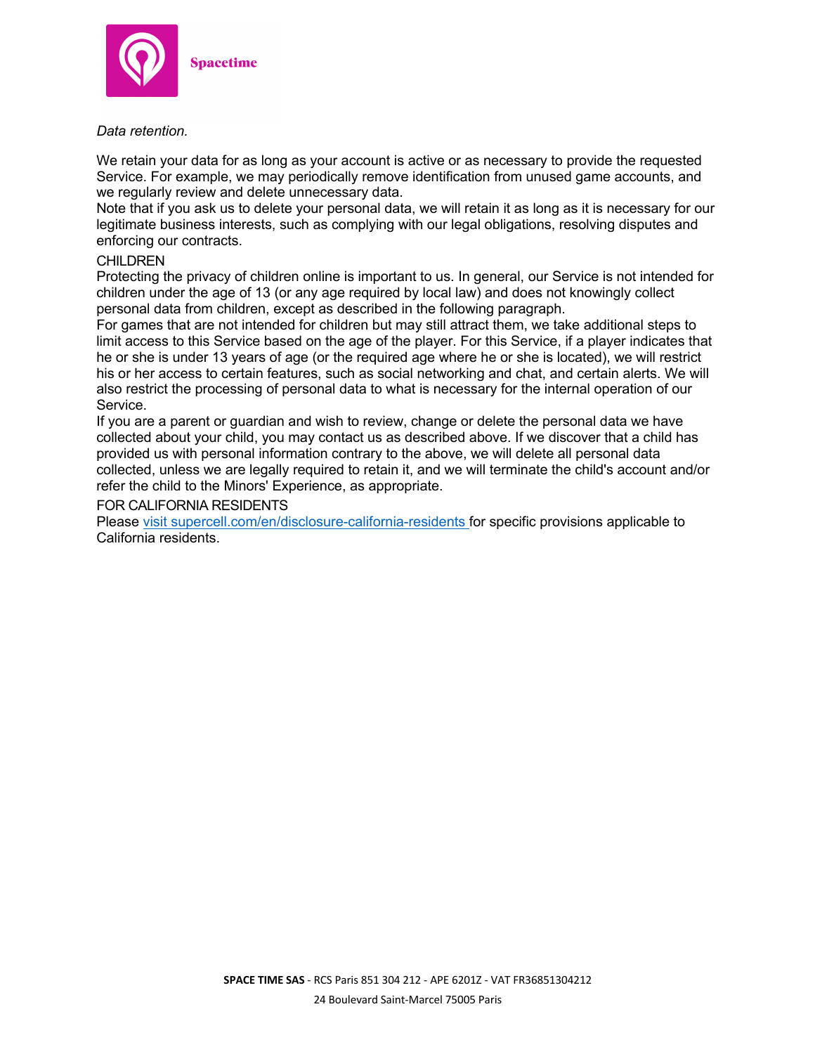*Data retention.*

We retain your data for as long as your account is active or as necessary to provide the requested Service. For example, we may periodically remove identification from unused game accounts, and we regularly review and delete unnecessary data.
Note that if you ask us to delete your personal data, we will retain it as long as it is necessary for our legitimate business interests, such as complying with our legal obligations, resolving disputes and enforcing our contracts.

CHILDREN

Protecting the privacy of children online is important to us. In general, our Service is not intended for children under the age of 13 (or any age required by local law) and does not knowingly collect personal data from children, except as described in the following paragraph.
For games that are not intended for children but may still attract them, we take additional steps to limit access to this Service based on the age of the player. For this Service, if a player indicates that he or she is under 13 years of age (or the required age where he or she is located), we will restrict his or her access to certain features, such as social networking and chat, and certain alerts. We will also restrict the processing of personal data to what is necessary for the internal operation of our Service.
If you are a parent or guardian and wish to review, change or delete the personal data we have collected about your child, you may contact us as described above. If we discover that a child has provided us with personal information contrary to the above, we will delete all personal data collected, unless we are legally required to retain it, and we will terminate the child's account and/or refer the child to the Minors' Experience, as appropriate.

FOR CALIFORNIA RESIDENTS

Please [visit supercell.com/en/disclosure-california-residents](supercell.com/en/disclosure-california-residents) for specific provisions applicable to California residents.